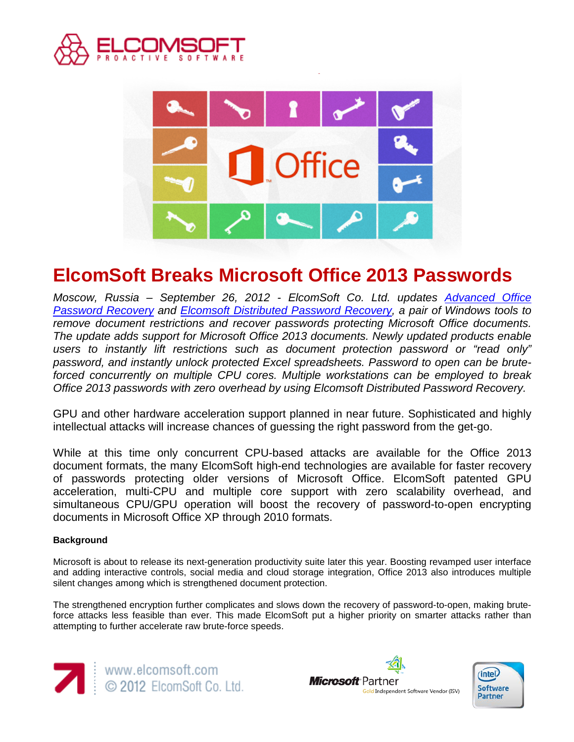# ElcomSoft Breaks Microsoft Office 2013 Passwords

*Moscow, Russia – September 26, 2012 - ElcomSoft Co. Ltd. updates [Advanced Office Password Recovery]() and [Elcomsoft Distributed Password Recovery](), a pair of Windows tools to remove document restrictions and recover passwords protecting Microsoft Office documents. The update adds support for Microsoft Office 2013 documents. Newly updated products enable users to instantly lift restrictions such as document protection password or "read only" password, and instantly unlock protected Excel spreadsheets. Password to open can be brute-forced concurrently on multiple CPU cores. Multiple workstations can be employed to break Office 2013 passwords with zero overhead by using Elcomsoft Distributed Password Recovery.*

GPU and other hardware acceleration support planned in near future. Sophisticated and highly intellectual attacks will increase chances of guessing the right password from the get-go.

While at this time only concurrent CPU-based attacks are available for the Office 2013 document formats, the many ElcomSoft high-end technologies are available for faster recovery of passwords protecting older versions of Microsoft Office. ElcomSoft patented GPU acceleration, multi-CPU and multiple core support with zero scalability overhead, and simultaneous CPU/GPU operation will boost the recovery of password-to-open encrypting documents in Microsoft Office XP through 2010 formats.

**Background**

Microsoft is about to release its next-generation productivity suite later this year. Boosting revamped user interface and adding interactive controls, social media and cloud storage integration, Office 2013 also introduces multiple silent changes among which is strengthened document protection.

The strengthened encryption further complicates and slows down the recovery of password-to-open, making brute-force attacks less feasible than ever. This made ElcomSoft put a higher priority on smarter attacks rather than attempting to further accelerate raw brute-force speeds.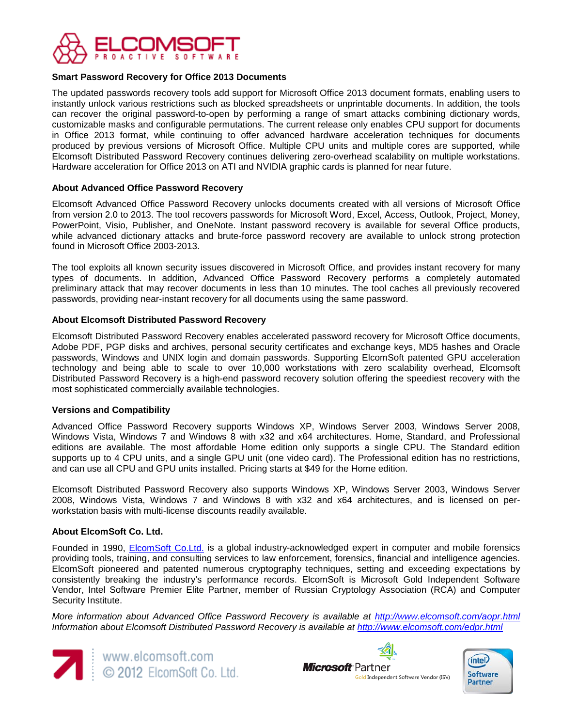### Smart Password Recovery for Office 2013 Documents

The updated passwords recovery tools add support for Microsoft Office 2013 document formats, enabling users to instantly unlock various restrictions such as blocked spreadsheets or unprintable documents. In addition, the tools can recover the original password-to-open by performing a range of smart attacks combining dictionary words, customizable masks and configurable permutations. The current release only enables CPU support for documents in Office 2013 format, while continuing to offer advanced hardware acceleration techniques for documents produced by previous versions of Microsoft Office. Multiple CPU units and multiple cores are supported, while Elcomsoft Distributed Password Recovery continues delivering zero-overhead scalability on multiple workstations. Hardware acceleration for Office 2013 on ATI and NVIDIA graphic cards is planned for near future.

### About Advanced Office Password Recovery

Elcomsoft Advanced Office Password Recovery unlocks documents created with all versions of Microsoft Office from version 2.0 to 2013. The tool recovers passwords for Microsoft Word, Excel, Access, Outlook, Project, Money, PowerPoint, Visio, Publisher, and OneNote. Instant password recovery is available for several Office products, while advanced dictionary attacks and brute-force password recovery are available to unlock strong protection found in Microsoft Office 2003-2013.

The tool exploits all known security issues discovered in Microsoft Office, and provides instant recovery for many types of documents. In addition, Advanced Office Password Recovery performs a completely automated preliminary attack that may recover documents in less than 10 minutes. The tool caches all previously recovered passwords, providing near-instant recovery for all documents using the same password.

### About Elcomsoft Distributed Password Recovery

Elcomsoft Distributed Password Recovery enables accelerated password recovery for Microsoft Office documents, Adobe PDF, PGP disks and archives, personal security certificates and exchange keys, MD5 hashes and Oracle passwords, Windows and UNIX login and domain passwords. Supporting ElcomSoft patented GPU acceleration technology and being able to scale to over 10,000 workstations with zero scalability overhead, Elcomsoft Distributed Password Recovery is a high-end password recovery solution offering the speediest recovery with the most sophisticated commercially available technologies.

### Versions and Compatibility

Advanced Office Password Recovery supports Windows XP, Windows Server 2003, Windows Server 2008, Windows Vista, Windows 7 and Windows 8 with x32 and x64 architectures. Home, Standard, and Professional editions are available. The most affordable Home edition only supports a single CPU. The Standard edition supports up to 4 CPU units, and a single GPU unit (one video card). The Professional edition has no restrictions, and can use all CPU and GPU units installed. Pricing starts at $49 for the Home edition.

Elcomsoft Distributed Password Recovery also supports Windows XP, Windows Server 2003, Windows Server 2008, Windows Vista, Windows 7 and Windows 8 with x32 and x64 architectures, and is licensed on per-workstation basis with multi-license discounts readily available.

### About ElcomSoft Co. Ltd.

Founded in 1990, [ElcomSoft Co.Ltd.](http://www.elcomsoft.com) is a global industry-acknowledged expert in computer and mobile forensics providing tools, training, and consulting services to law enforcement, forensics, financial and intelligence agencies. ElcomSoft pioneered and patented numerous cryptography techniques, setting and exceeding expectations by consistently breaking the industry's performance records. ElcomSoft is Microsoft Gold Independent Software Vendor, Intel Software Premier Elite Partner, member of Russian Cryptology Association (RCA) and Computer Security Institute.

*More information about Advanced Office Password Recovery is available at [http://www.elcomsoft.com/aopr.html](http://www.elcomsoft.com/aopr.html)*
*Information about Elcomsoft Distributed Password Recovery is available at [http://www.elcomsoft.com/edpr.html](http://www.elcomsoft.com/edpr.html)*

www.elcomsoft.com
© 2012 ElcomSoft Co. Ltd.

Microsoft Partner
Gold Independent Software Vendor (ISV)

intel Software Partner